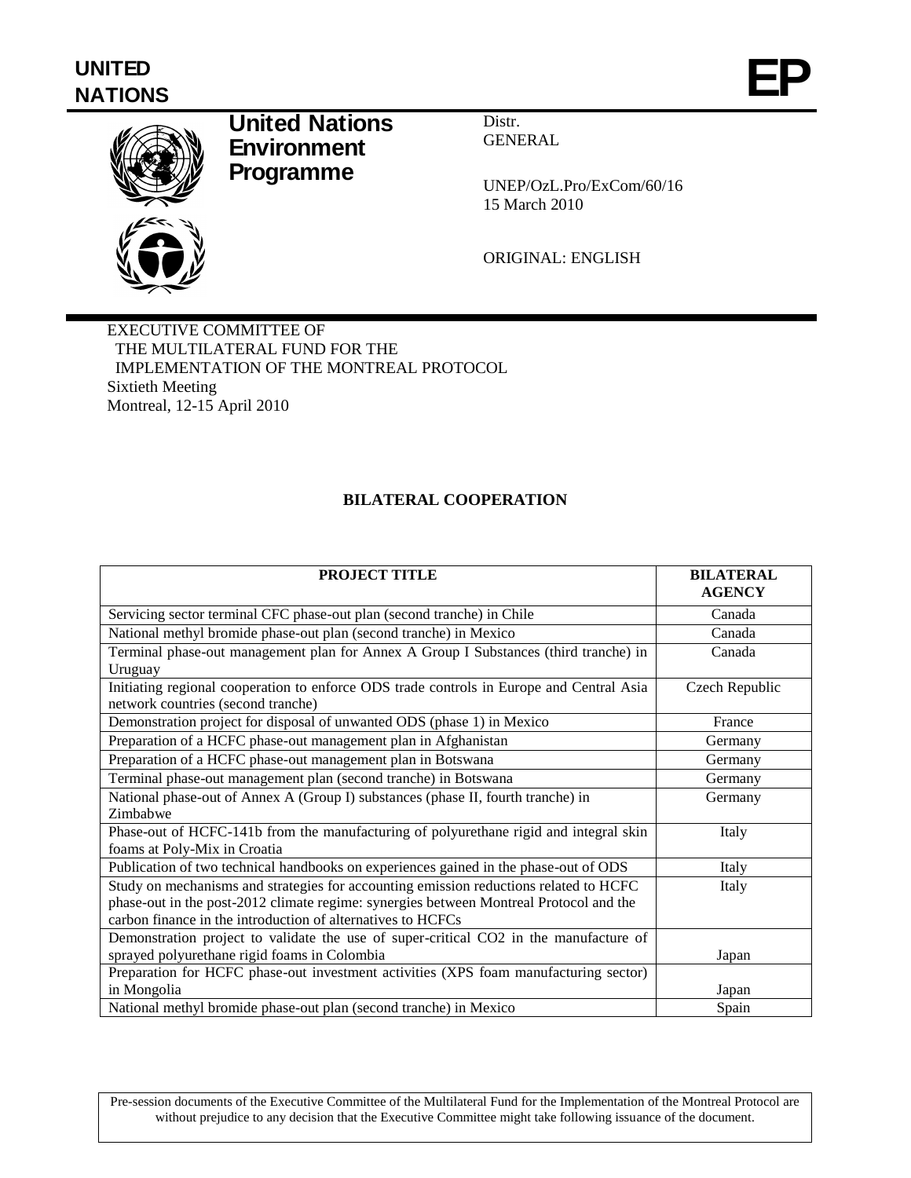**UNITED NATIONS**

# EP

**United Nations Environment Programme**

Distr.
GENERAL

UNEP/OzL.Pro/ExCom/60/16
15 March 2010

ORIGINAL: ENGLISH

EXECUTIVE COMMITTEE OF
THE MULTILATERAL FUND FOR THE
IMPLEMENTATION OF THE MONTREAL PROTOCOL
Sixtieth Meeting
Montreal, 12-15 April 2010

## BILATERAL COOPERATION

| PROJECT TITLE | BILATERAL AGENCY |
|---|---|
| Servicing sector terminal CFC phase-out plan (second tranche) in Chile | Canada |
| National methyl bromide phase-out plan (second tranche) in Mexico | Canada |
| Terminal phase-out management plan for Annex A Group I Substances (third tranche) in Uruguay | Canada |
| Initiating regional cooperation to enforce ODS trade controls in Europe and Central Asia network countries (second tranche) | Czech Republic |
| Demonstration project for disposal of unwanted ODS (phase 1) in Mexico | France |
| Preparation of a HCFC phase-out management plan in Afghanistan | Germany |
| Preparation of a HCFC phase-out management plan in Botswana | Germany |
| Terminal phase-out management plan (second tranche) in Botswana | Germany |
| National phase-out of Annex A (Group I) substances (phase II, fourth tranche) in Zimbabwe | Germany |
| Phase-out of HCFC-141b from the manufacturing of polyurethane rigid and integral skin foams at Poly-Mix in Croatia | Italy |
| Publication of two technical handbooks on experiences gained in the phase-out of ODS | Italy |
| Study on mechanisms and strategies for accounting emission reductions related to HCFC phase-out in the post-2012 climate regime: synergies between Montreal Protocol and the carbon finance in the introduction of alternatives to HCFCs | Italy |
| Demonstration project to validate the use of super-critical CO2 in the manufacture of sprayed polyurethane rigid foams in Colombia | Japan |
| Preparation for HCFC phase-out investment activities (XPS foam manufacturing sector) in Mongolia | Japan |
| National methyl bromide phase-out plan (second tranche) in Mexico | Spain |

Pre-session documents of the Executive Committee of the Multilateral Fund for the Implementation of the Montreal Protocol are without prejudice to any decision that the Executive Committee might take following issuance of the document.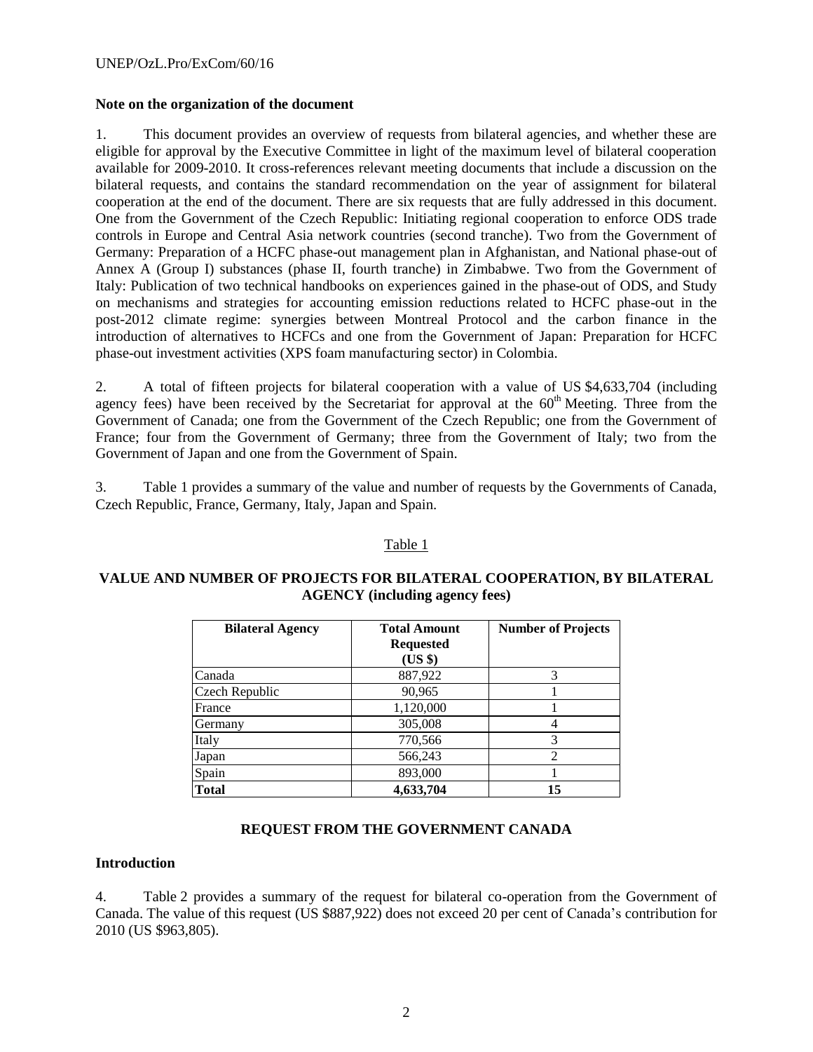### Note on the organization of the document

1. This document provides an overview of requests from bilateral agencies, and whether these are eligible for approval by the Executive Committee in light of the maximum level of bilateral cooperation available for 2009-2010. It cross-references relevant meeting documents that include a discussion on the bilateral requests, and contains the standard recommendation on the year of assignment for bilateral cooperation at the end of the document. There are six requests that are fully addressed in this document. One from the Government of the Czech Republic: Initiating regional cooperation to enforce ODS trade controls in Europe and Central Asia network countries (second tranche). Two from the Government of Germany: Preparation of a HCFC phase-out management plan in Afghanistan, and National phase-out of Annex A (Group I) substances (phase II, fourth tranche) in Zimbabwe. Two from the Government of Italy: Publication of two technical handbooks on experiences gained in the phase-out of ODS, and Study on mechanisms and strategies for accounting emission reductions related to HCFC phase-out in the post-2012 climate regime: synergies between Montreal Protocol and the carbon finance in the introduction of alternatives to HCFCs and one from the Government of Japan: Preparation for HCFC phase-out investment activities (XPS foam manufacturing sector) in Colombia.

2. A total of fifteen projects for bilateral cooperation with a value of US $4,633,704 (including agency fees) have been received by the Secretariat for approval at the 60th Meeting. Three from the Government of Canada; one from the Government of the Czech Republic; one from the Government of France; four from the Government of Germany; three from the Government of Italy; two from the Government of Japan and one from the Government of Spain.

3. Table 1 provides a summary of the value and number of requests by the Governments of Canada, Czech Republic, France, Germany, Italy, Japan and Spain.

Table 1

**VALUE AND NUMBER OF PROJECTS FOR BILATERAL COOPERATION, BY BILATERAL AGENCY (including agency fees)**

| Bilateral Agency | Total Amount Requested (US $) | Number of Projects |
|---|---|---|
| Canada | 887,922 | 3 |
| Czech Republic | 90,965 | 1 |
| France | 1,120,000 | 1 |
| Germany | 305,008 | 4 |
| Italy | 770,566 | 3 |
| Japan | 566,243 | 2 |
| Spain | 893,000 | 1 |
| **Total** | **4,633,704** | **15** |

## REQUEST FROM THE GOVERNMENT CANADA

### Introduction

4. Table 2 provides a summary of the request for bilateral co-operation from the Government of Canada. The value of this request (US $887,922) does not exceed 20 per cent of Canada's contribution for 2010 (US $963,805).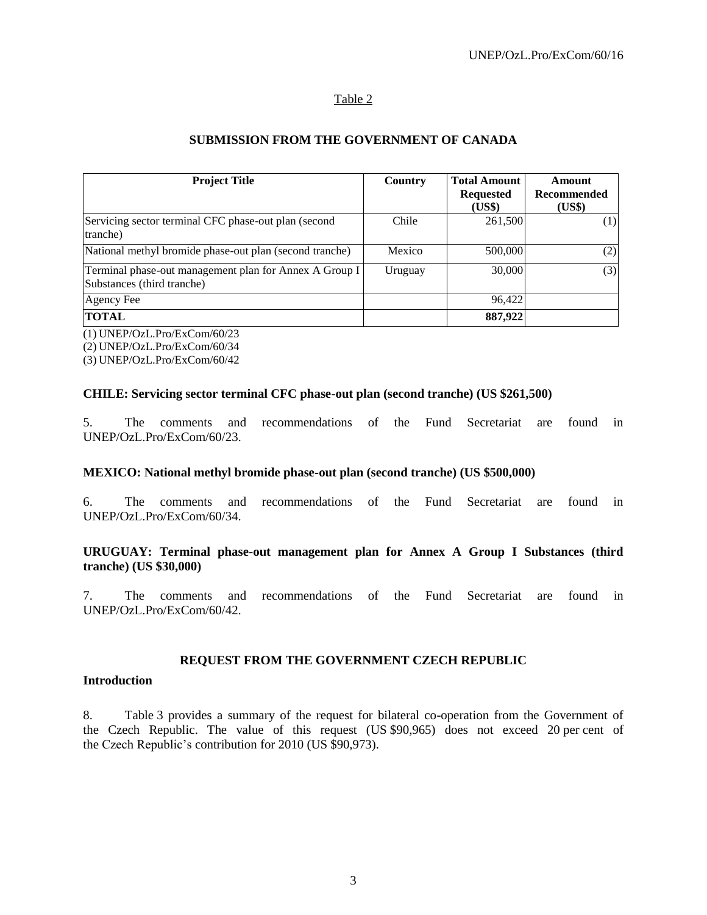Table 2

**SUBMISSION FROM THE GOVERNMENT OF CANADA**

| Project Title | Country | Total Amount Requested (US$) | Amount Recommended (US$) |
|---|---|---|---|
| Servicing sector terminal CFC phase-out plan (second tranche) | Chile | 261,500 | (1) |
| National methyl bromide phase-out plan (second tranche) | Mexico | 500,000 | (2) |
| Terminal phase-out management plan for Annex A Group I Substances (third tranche) | Uruguay | 30,000 | (3) |
| Agency Fee | | 96,422 | |
| **TOTAL** | | **887,922** | |

(1) UNEP/OzL.Pro/ExCom/60/23
(2) UNEP/OzL.Pro/ExCom/60/34
(3) UNEP/OzL.Pro/ExCom/60/42

**CHILE: Servicing sector terminal CFC phase-out plan (second tranche) (US $261,500)**

5. The comments and recommendations of the Fund Secretariat are found in UNEP/OzL.Pro/ExCom/60/23.

**MEXICO: National methyl bromide phase-out plan (second tranche) (US $500,000)**

6. The comments and recommendations of the Fund Secretariat are found in UNEP/OzL.Pro/ExCom/60/34.

**URUGUAY: Terminal phase-out management plan for Annex A Group I Substances (third tranche) (US $30,000)**

7. The comments and recommendations of the Fund Secretariat are found in UNEP/OzL.Pro/ExCom/60/42.

**REQUEST FROM THE GOVERNMENT CZECH REPUBLIC**

**Introduction**

8. Table 3 provides a summary of the request for bilateral co-operation from the Government of the Czech Republic. The value of this request (US $90,965) does not exceed 20 per cent of the Czech Republic's contribution for 2010 (US $90,973).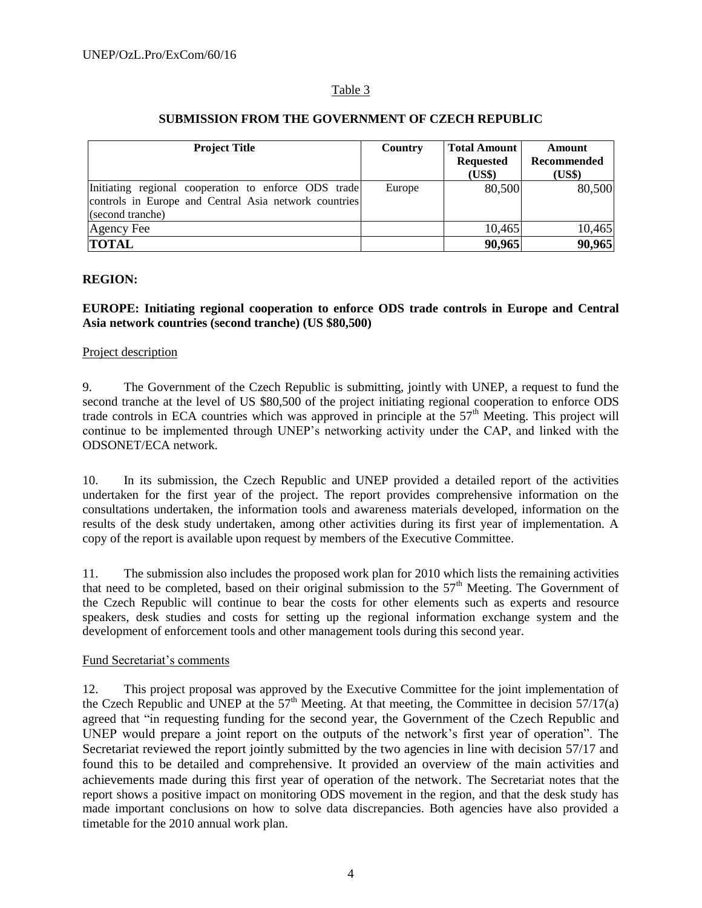Table 3

**SUBMISSION FROM THE GOVERNMENT OF CZECH REPUBLIC**

| Project Title | Country | Total Amount Requested (US$) | Amount Recommended (US$) |
|---|---|---|---|
| Initiating regional cooperation to enforce ODS trade controls in Europe and Central Asia network countries (second tranche) | Europe | 80,500 | 80,500 |
| Agency Fee | | 10,465 | 10,465 |
| **TOTAL** | | **90,965** | **90,965** |

**REGION:**

**EUROPE: Initiating regional cooperation to enforce ODS trade controls in Europe and Central Asia network countries (second tranche) (US $80,500)**

Project description

9. The Government of the Czech Republic is submitting, jointly with UNEP, a request to fund the second tranche at the level of US $80,500 of the project initiating regional cooperation to enforce ODS trade controls in ECA countries which was approved in principle at the 57th Meeting. This project will continue to be implemented through UNEP's networking activity under the CAP, and linked with the ODSONET/ECA network.

10. In its submission, the Czech Republic and UNEP provided a detailed report of the activities undertaken for the first year of the project. The report provides comprehensive information on the consultations undertaken, the information tools and awareness materials developed, information on the results of the desk study undertaken, among other activities during its first year of implementation. A copy of the report is available upon request by members of the Executive Committee.

11. The submission also includes the proposed work plan for 2010 which lists the remaining activities that need to be completed, based on their original submission to the 57th Meeting. The Government of the Czech Republic will continue to bear the costs for other elements such as experts and resource speakers, desk studies and costs for setting up the regional information exchange system and the development of enforcement tools and other management tools during this second year.

Fund Secretariat's comments

12. This project proposal was approved by the Executive Committee for the joint implementation of the Czech Republic and UNEP at the 57th Meeting. At that meeting, the Committee in decision 57/17(a) agreed that "in requesting funding for the second year, the Government of the Czech Republic and UNEP would prepare a joint report on the outputs of the network's first year of operation". The Secretariat reviewed the report jointly submitted by the two agencies in line with decision 57/17 and found this to be detailed and comprehensive. It provided an overview of the main activities and achievements made during this first year of operation of the network. The Secretariat notes that the report shows a positive impact on monitoring ODS movement in the region, and that the desk study has made important conclusions on how to solve data discrepancies. Both agencies have also provided a timetable for the 2010 annual work plan.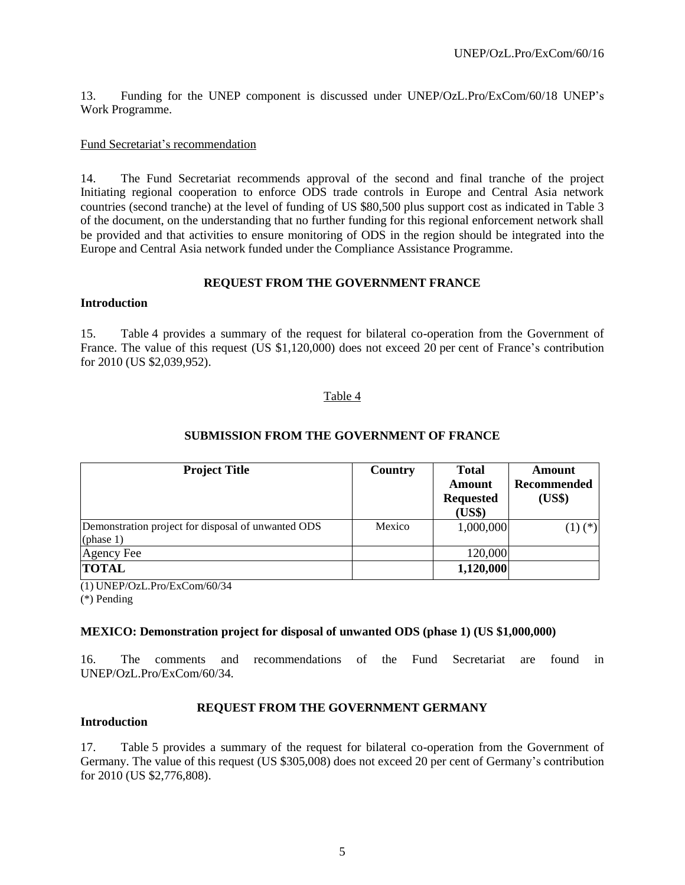13. Funding for the UNEP component is discussed under UNEP/OzL.Pro/ExCom/60/18 UNEP's Work Programme.

Fund Secretariat's recommendation

14. The Fund Secretariat recommends approval of the second and final tranche of the project Initiating regional cooperation to enforce ODS trade controls in Europe and Central Asia network countries (second tranche) at the level of funding of US $80,500 plus support cost as indicated in Table 3 of the document, on the understanding that no further funding for this regional enforcement network shall be provided and that activities to ensure monitoring of ODS in the region should be integrated into the Europe and Central Asia network funded under the Compliance Assistance Programme.

## REQUEST FROM THE GOVERNMENT FRANCE

### Introduction

15. Table 4 provides a summary of the request for bilateral co-operation from the Government of France. The value of this request (US $1,120,000) does not exceed 20 per cent of France's contribution for 2010 (US $2,039,952).

Table 4

**SUBMISSION FROM THE GOVERNMENT OF FRANCE**

| Project Title | Country | Total Amount Requested (US$) | Amount Recommended (US$) |
|---|---|---|---|
| Demonstration project for disposal of unwanted ODS (phase 1) | Mexico | 1,000,000 | (1) (*) |
| Agency Fee | | 120,000 | |
| **TOTAL** | | **1,120,000** | |

(1) UNEP/OzL.Pro/ExCom/60/34
(*) Pending

**MEXICO: Demonstration project for disposal of unwanted ODS (phase 1) (US $1,000,000)**

16. The comments and recommendations of the Fund Secretariat are found in UNEP/OzL.Pro/ExCom/60/34.

## REQUEST FROM THE GOVERNMENT GERMANY

### Introduction

17. Table 5 provides a summary of the request for bilateral co-operation from the Government of Germany. The value of this request (US $305,008) does not exceed 20 per cent of Germany's contribution for 2010 (US $2,776,808).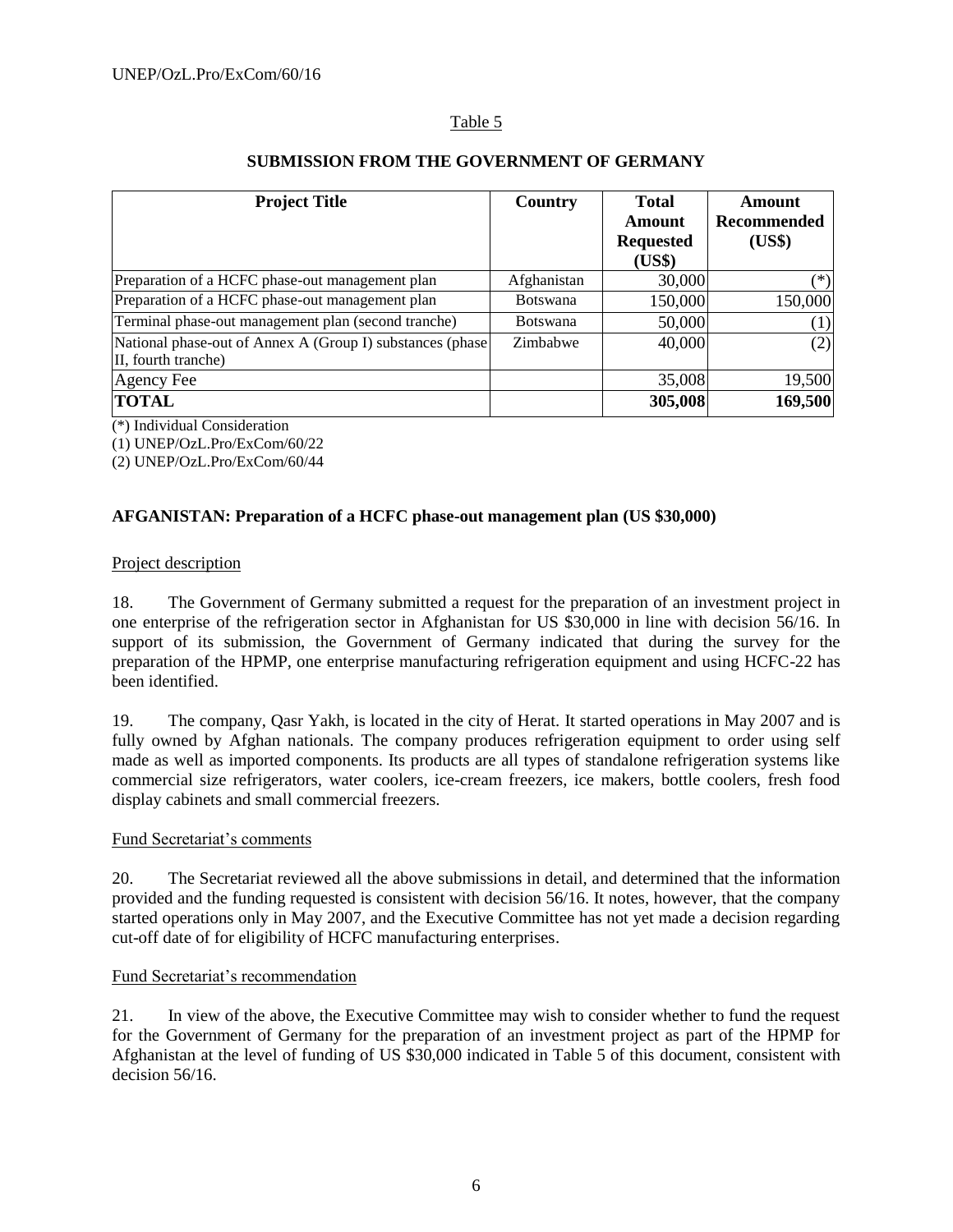Table 5

**SUBMISSION FROM THE GOVERNMENT OF GERMANY**

| Project Title | Country | Total Amount Requested (US$) | Amount Recommended (US$) |
|---|---|---|---|
| Preparation of a HCFC phase-out management plan | Afghanistan | 30,000 | (*) |
| Preparation of a HCFC phase-out management plan | Botswana | 150,000 | 150,000 |
| Terminal phase-out management plan (second tranche) | Botswana | 50,000 | (1) |
| National phase-out of Annex A (Group I) substances (phase II, fourth tranche) | Zimbabwe | 40,000 | (2) |
| Agency Fee | | 35,008 | 19,500 |
| **TOTAL** | | **305,008** | **169,500** |

(*) Individual Consideration
(1) UNEP/OzL.Pro/ExCom/60/22
(2) UNEP/OzL.Pro/ExCom/60/44

**AFGANISTAN: Preparation of a HCFC phase-out management plan (US $30,000)**

Project description

18. The Government of Germany submitted a request for the preparation of an investment project in one enterprise of the refrigeration sector in Afghanistan for US $30,000 in line with decision 56/16. In support of its submission, the Government of Germany indicated that during the survey for the preparation of the HPMP, one enterprise manufacturing refrigeration equipment and using HCFC-22 has been identified.

19. The company, Qasr Yakh, is located in the city of Herat. It started operations in May 2007 and is fully owned by Afghan nationals. The company produces refrigeration equipment to order using self made as well as imported components. Its products are all types of standalone refrigeration systems like commercial size refrigerators, water coolers, ice-cream freezers, ice makers, bottle coolers, fresh food display cabinets and small commercial freezers.

Fund Secretariat's comments

20. The Secretariat reviewed all the above submissions in detail, and determined that the information provided and the funding requested is consistent with decision 56/16. It notes, however, that the company started operations only in May 2007, and the Executive Committee has not yet made a decision regarding cut-off date of for eligibility of HCFC manufacturing enterprises.

Fund Secretariat's recommendation

21. In view of the above, the Executive Committee may wish to consider whether to fund the request for the Government of Germany for the preparation of an investment project as part of the HPMP for Afghanistan at the level of funding of US $30,000 indicated in Table 5 of this document, consistent with decision 56/16.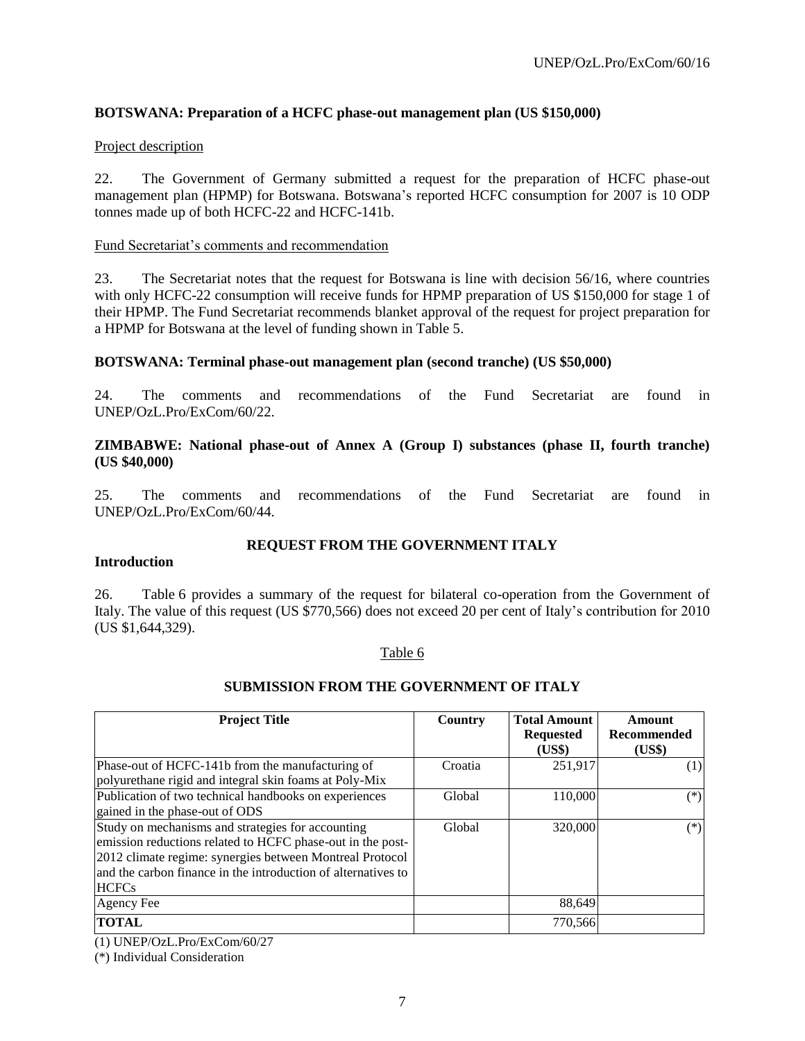**BOTSWANA: Preparation of a HCFC phase-out management plan (US $150,000)**

Project description

22. The Government of Germany submitted a request for the preparation of HCFC phase-out management plan (HPMP) for Botswana. Botswana's reported HCFC consumption for 2007 is 10 ODP tonnes made up of both HCFC-22 and HCFC-141b.

Fund Secretariat's comments and recommendation

23. The Secretariat notes that the request for Botswana is line with decision 56/16, where countries with only HCFC-22 consumption will receive funds for HPMP preparation of US $150,000 for stage 1 of their HPMP. The Fund Secretariat recommends blanket approval of the request for project preparation for a HPMP for Botswana at the level of funding shown in Table 5.

**BOTSWANA: Terminal phase-out management plan (second tranche) (US $50,000)**

24. The comments and recommendations of the Fund Secretariat are found in UNEP/OzL.Pro/ExCom/60/22.

**ZIMBABWE: National phase-out of Annex A (Group I) substances (phase II, fourth tranche) (US $40,000)**

25. The comments and recommendations of the Fund Secretariat are found in UNEP/OzL.Pro/ExCom/60/44.

## REQUEST FROM THE GOVERNMENT ITALY

**Introduction**

26. Table 6 provides a summary of the request for bilateral co-operation from the Government of Italy. The value of this request (US $770,566) does not exceed 20 per cent of Italy's contribution for 2010 (US $1,644,329).

Table 6

**SUBMISSION FROM THE GOVERNMENT OF ITALY**

| Project Title | Country | Total Amount Requested (US$) | Amount Recommended (US$) |
|---|---|---|---|
| Phase-out of HCFC-141b from the manufacturing of polyurethane rigid and integral skin foams at Poly-Mix | Croatia | 251,917 | (1) |
| Publication of two technical handbooks on experiences gained in the phase-out of ODS | Global | 110,000 | (*) |
| Study on mechanisms and strategies for accounting emission reductions related to HCFC phase-out in the post-2012 climate regime: synergies between Montreal Protocol and the carbon finance in the introduction of alternatives to HCFCs | Global | 320,000 | (*) |
| Agency Fee | | 88,649 | |
| **TOTAL** | | 770,566 | |

(1) UNEP/OzL.Pro/ExCom/60/27

(*) Individual Consideration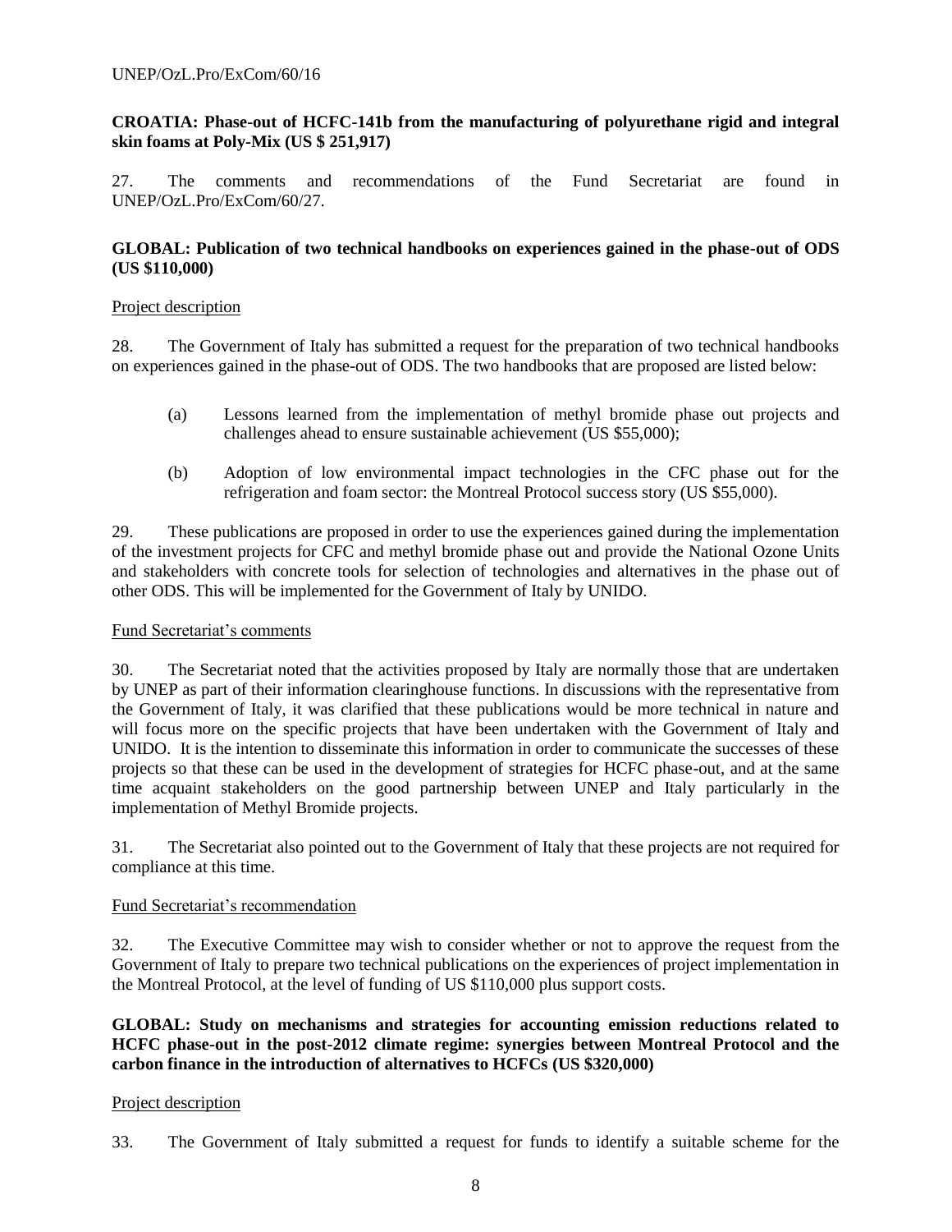**CROATIA: Phase-out of HCFC-141b from the manufacturing of polyurethane rigid and integral skin foams at Poly-Mix (US $ 251,917)**

27. The comments and recommendations of the Fund Secretariat are found in UNEP/OzL.Pro/ExCom/60/27.

**GLOBAL: Publication of two technical handbooks on experiences gained in the phase-out of ODS (US $110,000)**

Project description

28. The Government of Italy has submitted a request for the preparation of two technical handbooks on experiences gained in the phase-out of ODS. The two handbooks that are proposed are listed below:

(a) Lessons learned from the implementation of methyl bromide phase out projects and challenges ahead to ensure sustainable achievement (US $55,000);

(b) Adoption of low environmental impact technologies in the CFC phase out for the refrigeration and foam sector: the Montreal Protocol success story (US $55,000).

29. These publications are proposed in order to use the experiences gained during the implementation of the investment projects for CFC and methyl bromide phase out and provide the National Ozone Units and stakeholders with concrete tools for selection of technologies and alternatives in the phase out of other ODS. This will be implemented for the Government of Italy by UNIDO.

Fund Secretariat's comments

30. The Secretariat noted that the activities proposed by Italy are normally those that are undertaken by UNEP as part of their information clearinghouse functions. In discussions with the representative from the Government of Italy, it was clarified that these publications would be more technical in nature and will focus more on the specific projects that have been undertaken with the Government of Italy and UNIDO. It is the intention to disseminate this information in order to communicate the successes of these projects so that these can be used in the development of strategies for HCFC phase-out, and at the same time acquaint stakeholders on the good partnership between UNEP and Italy particularly in the implementation of Methyl Bromide projects.

31. The Secretariat also pointed out to the Government of Italy that these projects are not required for compliance at this time.

Fund Secretariat's recommendation

32. The Executive Committee may wish to consider whether or not to approve the request from the Government of Italy to prepare two technical publications on the experiences of project implementation in the Montreal Protocol, at the level of funding of US $110,000 plus support costs.

**GLOBAL: Study on mechanisms and strategies for accounting emission reductions related to HCFC phase-out in the post-2012 climate regime: synergies between Montreal Protocol and the carbon finance in the introduction of alternatives to HCFCs (US $320,000)**

Project description

33. The Government of Italy submitted a request for funds to identify a suitable scheme for the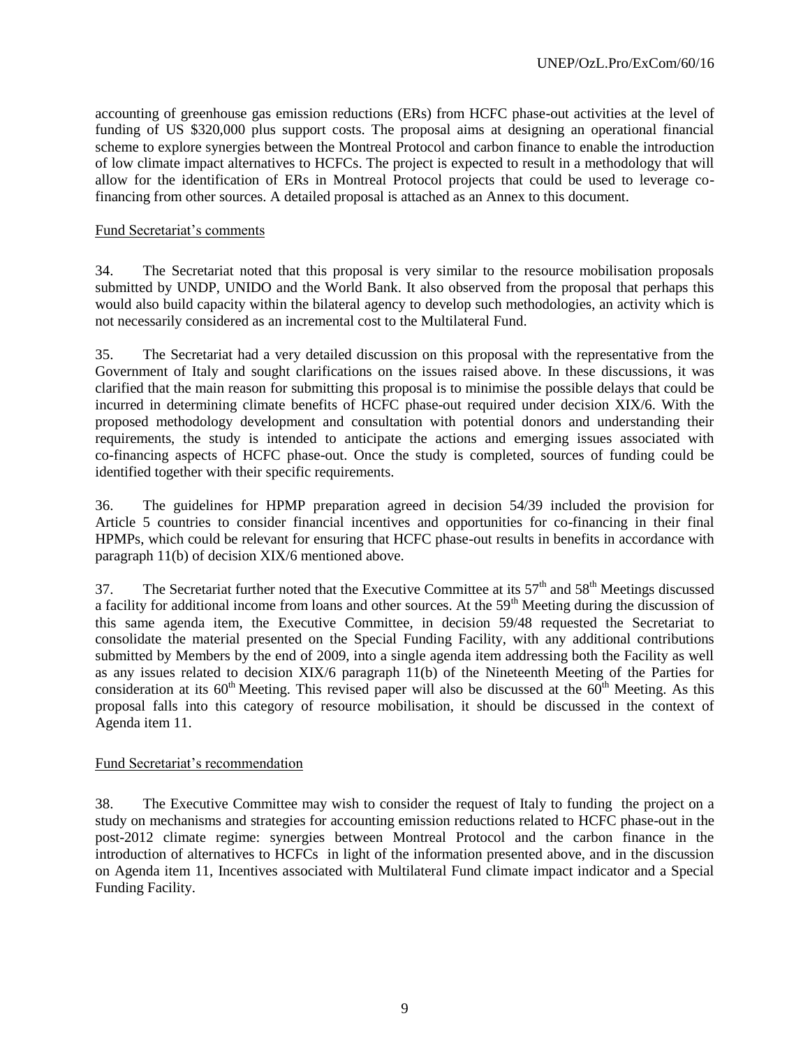accounting of greenhouse gas emission reductions (ERs) from HCFC phase-out activities at the level of funding of US $320,000 plus support costs. The proposal aims at designing an operational financial scheme to explore synergies between the Montreal Protocol and carbon finance to enable the introduction of low climate impact alternatives to HCFCs. The project is expected to result in a methodology that will allow for the identification of ERs in Montreal Protocol projects that could be used to leverage co-financing from other sources. A detailed proposal is attached as an Annex to this document.

Fund Secretariat's comments

34. The Secretariat noted that this proposal is very similar to the resource mobilisation proposals submitted by UNDP, UNIDO and the World Bank. It also observed from the proposal that perhaps this would also build capacity within the bilateral agency to develop such methodologies, an activity which is not necessarily considered as an incremental cost to the Multilateral Fund.

35. The Secretariat had a very detailed discussion on this proposal with the representative from the Government of Italy and sought clarifications on the issues raised above. In these discussions, it was clarified that the main reason for submitting this proposal is to minimise the possible delays that could be incurred in determining climate benefits of HCFC phase-out required under decision XIX/6. With the proposed methodology development and consultation with potential donors and understanding their requirements, the study is intended to anticipate the actions and emerging issues associated with co-financing aspects of HCFC phase-out. Once the study is completed, sources of funding could be identified together with their specific requirements.

36. The guidelines for HPMP preparation agreed in decision 54/39 included the provision for Article 5 countries to consider financial incentives and opportunities for co-financing in their final HPMPs, which could be relevant for ensuring that HCFC phase-out results in benefits in accordance with paragraph 11(b) of decision XIX/6 mentioned above.

37. The Secretariat further noted that the Executive Committee at its 57th and 58th Meetings discussed a facility for additional income from loans and other sources. At the 59th Meeting during the discussion of this same agenda item, the Executive Committee, in decision 59/48 requested the Secretariat to consolidate the material presented on the Special Funding Facility, with any additional contributions submitted by Members by the end of 2009, into a single agenda item addressing both the Facility as well as any issues related to decision XIX/6 paragraph 11(b) of the Nineteenth Meeting of the Parties for consideration at its 60th Meeting. This revised paper will also be discussed at the 60th Meeting. As this proposal falls into this category of resource mobilisation, it should be discussed in the context of Agenda item 11.

Fund Secretariat's recommendation

38. The Executive Committee may wish to consider the request of Italy to funding the project on a study on mechanisms and strategies for accounting emission reductions related to HCFC phase-out in the post-2012 climate regime: synergies between Montreal Protocol and the carbon finance in the introduction of alternatives to HCFCs in light of the information presented above, and in the discussion on Agenda item 11, Incentives associated with Multilateral Fund climate impact indicator and a Special Funding Facility.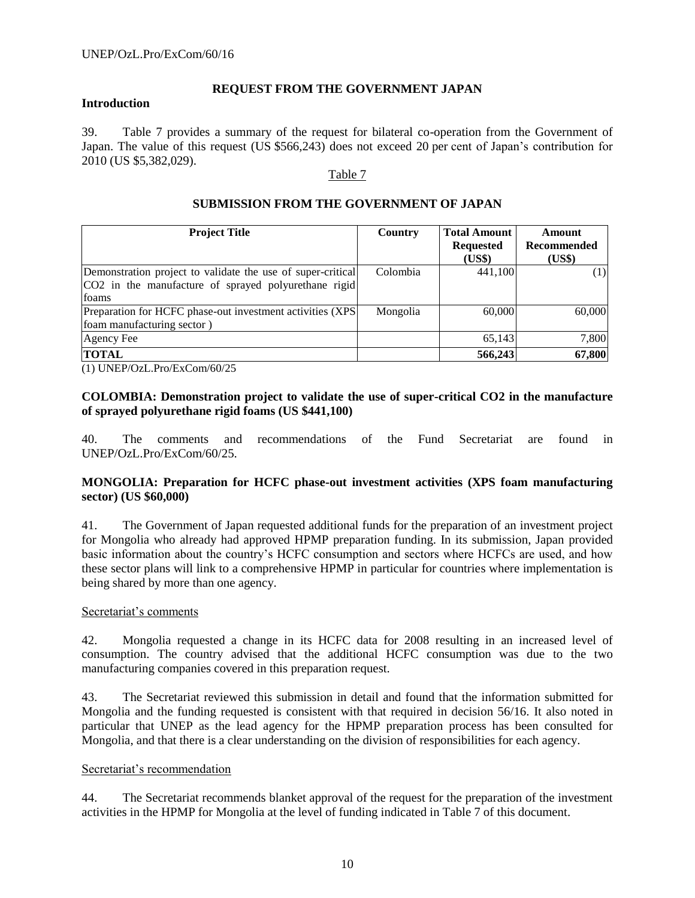## REQUEST FROM THE GOVERNMENT JAPAN

### Introduction

39. Table 7 provides a summary of the request for bilateral co-operation from the Government of Japan. The value of this request (US $566,243) does not exceed 20 per cent of Japan's contribution for 2010 (US $5,382,029).

Table 7

**SUBMISSION FROM THE GOVERNMENT OF JAPAN**

| Project Title | Country | Total Amount Requested (US$) | Amount Recommended (US$) |
|---|---|---|---|
| Demonstration project to validate the use of super-critical $CO_2$ in the manufacture of sprayed polyurethane rigid foams | Colombia | 441,100 | (1) |
| Preparation for HCFC phase-out investment activities (XPS foam manufacturing sector ) | Mongolia | 60,000 | 60,000 |
| Agency Fee | | 65,143 | 7,800 |
| **TOTAL** | | **566,243** | **67,800** |

(1) UNEP/OzL.Pro/ExCom/60/25

### COLOMBIA: Demonstration project to validate the use of super-critical CO2 in the manufacture of sprayed polyurethane rigid foams (US $441,100)

40. The comments and recommendations of the Fund Secretariat are found in UNEP/OzL.Pro/ExCom/60/25.

### MONGOLIA: Preparation for HCFC phase-out investment activities (XPS foam manufacturing sector) (US $60,000)

41. The Government of Japan requested additional funds for the preparation of an investment project for Mongolia who already had approved HPMP preparation funding. In its submission, Japan provided basic information about the country's HCFC consumption and sectors where HCFCs are used, and how these sector plans will link to a comprehensive HPMP in particular for countries where implementation is being shared by more than one agency.

Secretariat's comments

42. Mongolia requested a change in its HCFC data for 2008 resulting in an increased level of consumption. The country advised that the additional HCFC consumption was due to the two manufacturing companies covered in this preparation request.

43. The Secretariat reviewed this submission in detail and found that the information submitted for Mongolia and the funding requested is consistent with that required in decision 56/16. It also noted in particular that UNEP as the lead agency for the HPMP preparation process has been consulted for Mongolia, and that there is a clear understanding on the division of responsibilities for each agency.

Secretariat's recommendation

44. The Secretariat recommends blanket approval of the request for the preparation of the investment activities in the HPMP for Mongolia at the level of funding indicated in Table 7 of this document.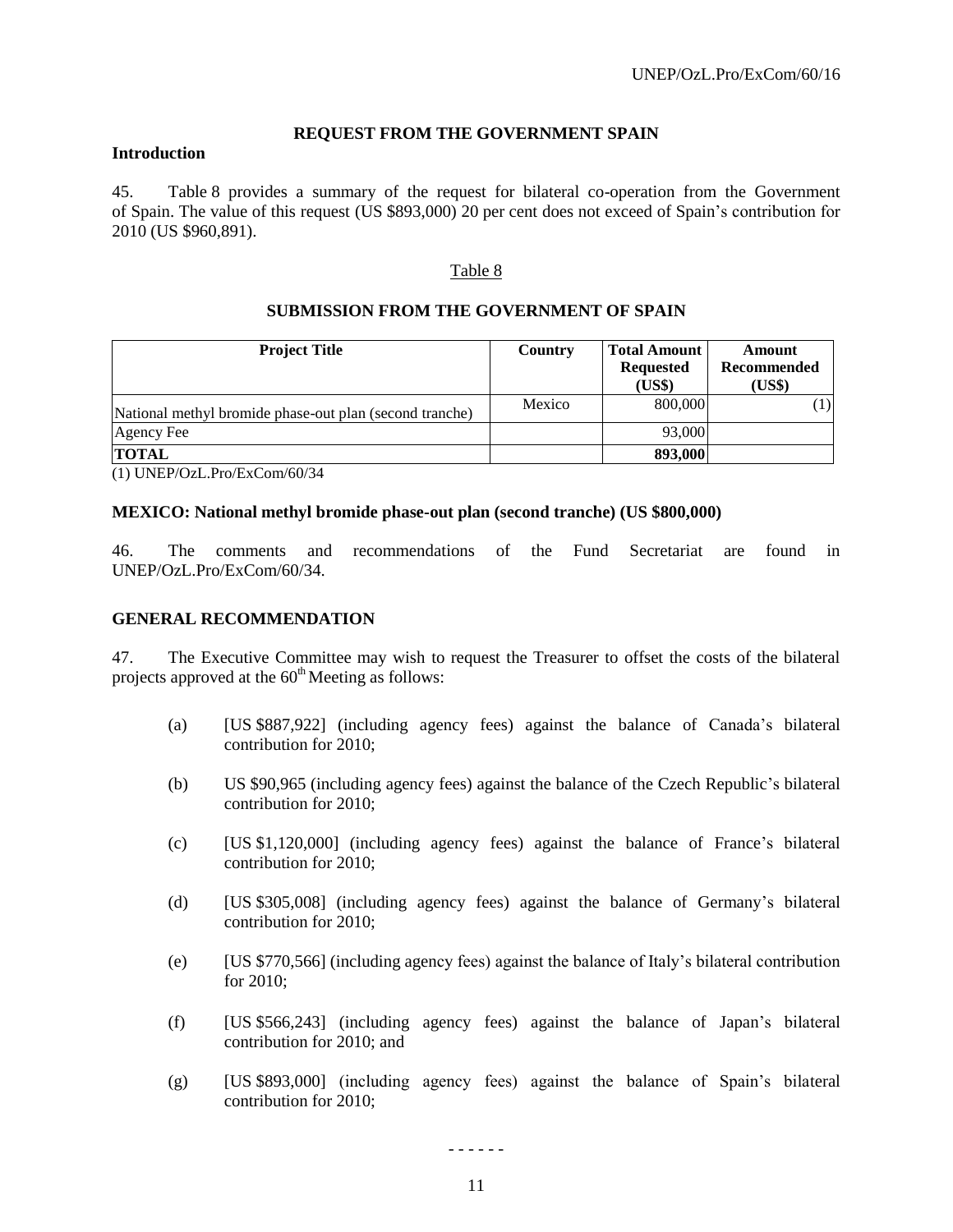## REQUEST FROM THE GOVERNMENT SPAIN

### Introduction

45. Table 8 provides a summary of the request for bilateral co-operation from the Government of Spain. The value of this request (US $893,000) 20 per cent does not exceed of Spain's contribution for 2010 (US $960,891).

Table 8

**SUBMISSION FROM THE GOVERNMENT OF SPAIN**

| Project Title | Country | Total Amount Requested (US$) | Amount Recommended (US$) |
|---|---|---|---|
| National methyl bromide phase-out plan (second tranche) | Mexico | 800,000 | (1) |
| Agency Fee | | 93,000 | |
| **TOTAL** | | **893,000** | |

(1) UNEP/OzL.Pro/ExCom/60/34

**MEXICO: National methyl bromide phase-out plan (second tranche) (US $800,000)**

46. The comments and recommendations of the Fund Secretariat are found in UNEP/OzL.Pro/ExCom/60/34.

### GENERAL RECOMMENDATION

47. The Executive Committee may wish to request the Treasurer to offset the costs of the bilateral projects approved at the 60th Meeting as follows:

(a) [US $887,922] (including agency fees) against the balance of Canada's bilateral contribution for 2010;

(b) US $90,965 (including agency fees) against the balance of the Czech Republic's bilateral contribution for 2010;

(c) [US $1,120,000] (including agency fees) against the balance of France's bilateral contribution for 2010;

(d) [US $305,008] (including agency fees) against the balance of Germany's bilateral contribution for 2010;

(e) [US $770,566] (including agency fees) against the balance of Italy's bilateral contribution for 2010;

(f) [US $566,243] (including agency fees) against the balance of Japan's bilateral contribution for 2010; and

(g) [US $893,000] (including agency fees) against the balance of Spain's bilateral contribution for 2010;

- - - - - -